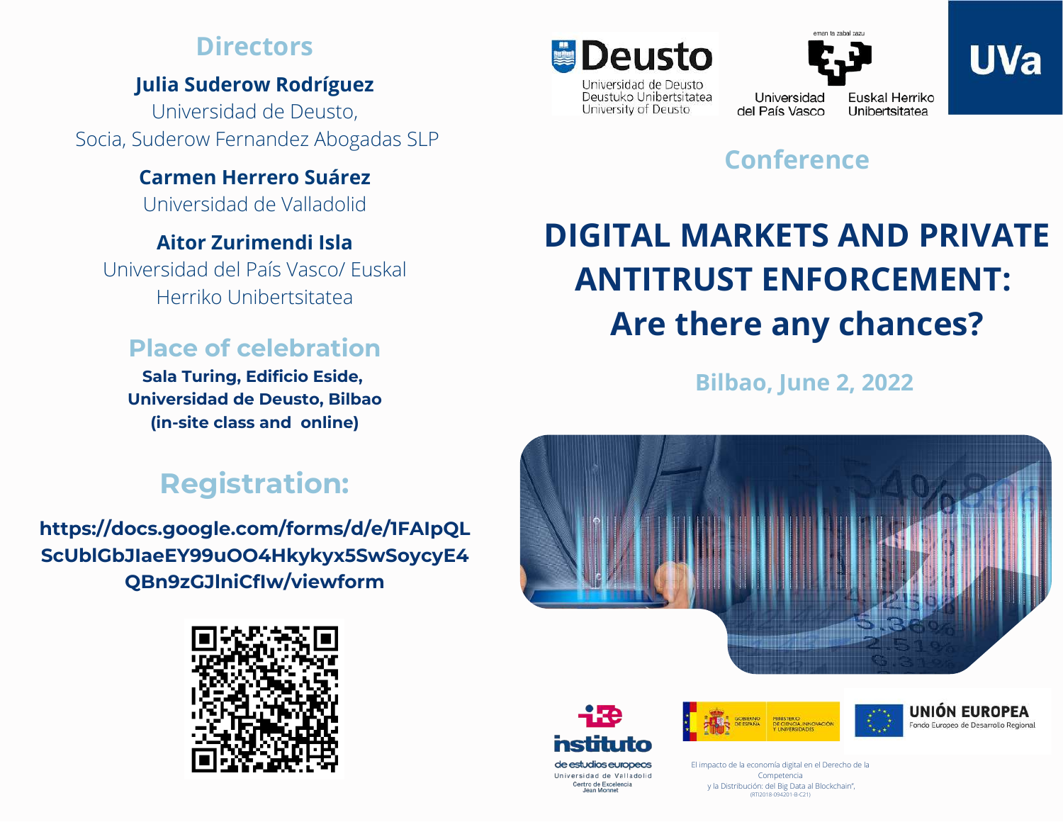## Directors

**Julia Suderow Rodríguez**
Universidad de Deusto,
Socia, Suderow Fernandez Abogadas SLP

**Carmen Herrero Suárez**
Universidad de Valladolid

**Aitor Zurimendi Isla**
Universidad del País Vasco/ Euskal Herriko Unibertsitatea

## Place of celebration

**Sala Turing, Edificio Eside,**
**Universidad de Deusto, Bilbao**
**(in-site class and online)**

## Registration:

**https://docs.google.com/forms/d/e/1FAIpQLScUblGbJIaeEY99uOO4Hkykyx5SwSoycyE4QBn9zGJlniCfIw/viewform**

Deusto
Universidad de Deusto
Deustuko Unibertsitatea
University of Deusto

eman ta zabal zazu
Universidad del País Vasco
Euskal Herriko Unibertsitatea

UVa

## Conference

# DIGITAL MARKETS AND PRIVATE ANTITRUST ENFORCEMENT: Are there any chances?

### Bilbao, June 2, 2022

instituto de estudios europeos
Universidad de Valladolid
Centro de Excelencia Jean Monnet

GOBIERNO DE ESPAÑA — MINISTERIO DE CIENCIA, INNOVACIÓN Y UNIVERSIDADES

UNIÓN EUROPEA
Fondo Europeo de Desarrollo Regional

El impacto de la economía digital en el Derecho de la Competencia
y la Distribución: del Big Data al Blockchain",
(RTI2018-094201-B-C21)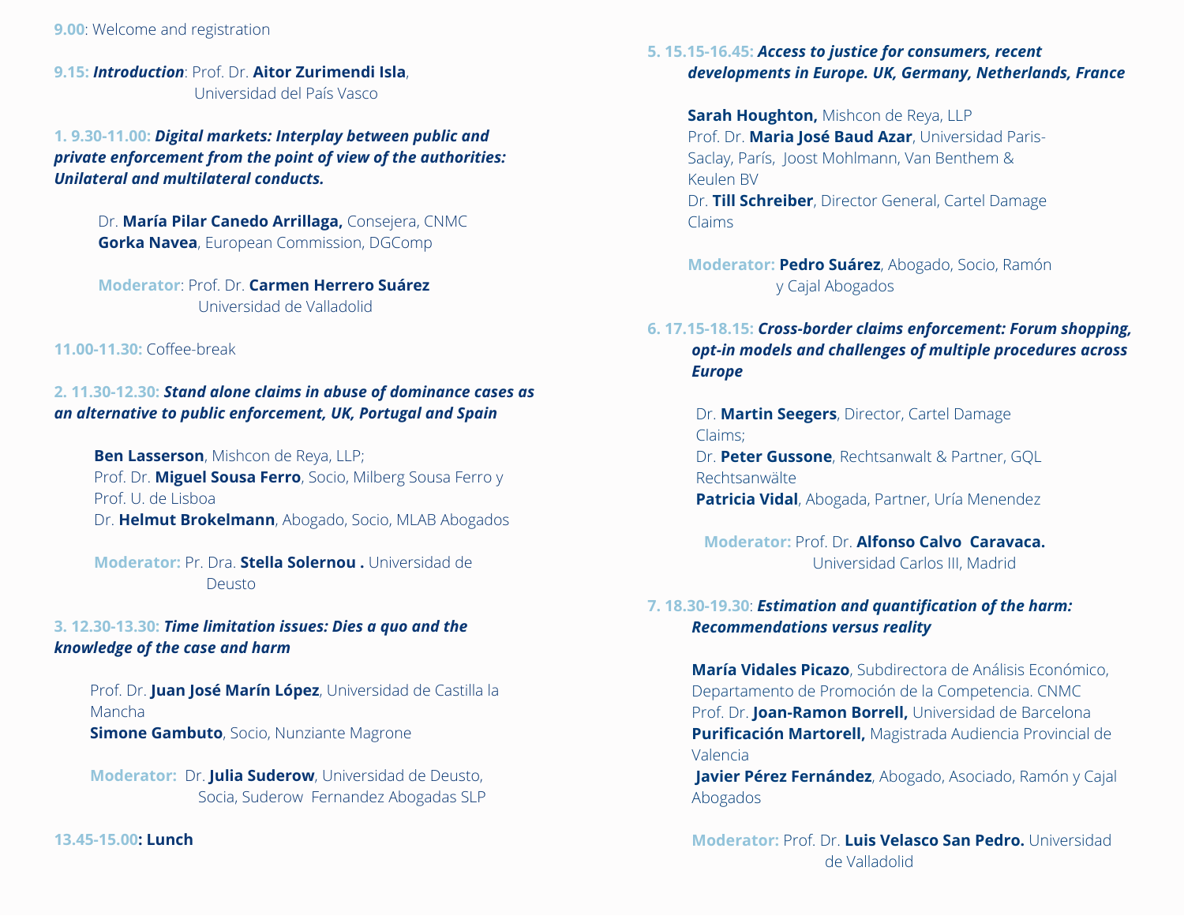**9.00**: Welcome and registration

**9.15:** ***Introduction***: Prof. Dr. **Aitor Zurimendi Isla**, Universidad del País Vasco

**1. 9.30-11.00:** ***Digital markets: Interplay between public and private enforcement from the point of view of the authorities: Unilateral and multilateral conducts.***

Dr. **María Pilar Canedo Arrillaga,** Consejera, CNMC
**Gorka Navea**, European Commission, DGComp

**Moderator**: Prof. Dr. **Carmen Herrero Suárez** Universidad de Valladolid

**11.00-11.30:** Coffee-break

**2. 11.30-12.30:** ***Stand alone claims in abuse of dominance cases as an alternative to public enforcement, UK, Portugal and Spain***

**Ben Lasserson**, Mishcon de Reya, LLP;
Prof. Dr. **Miguel Sousa Ferro**, Socio, Milberg Sousa Ferro y Prof. U. de Lisboa
Dr. **Helmut Brokelmann**, Abogado, Socio, MLAB Abogados

**Moderator:** Pr. Dra. **Stella Solernou .** Universidad de Deusto

**3. 12.30-13.30:** ***Time limitation issues: Dies a quo and the knowledge of the case and harm***

Prof. Dr. **Juan José Marín López**, Universidad de Castilla la Mancha
**Simone Gambuto**, Socio, Nunziante Magrone

**Moderator:** Dr. **Julia Suderow**, Universidad de Deusto, Socia, Suderow Fernandez Abogadas SLP

**13.45-15.00: Lunch**

**5. 15.15-16.45:** ***Access to justice for consumers, recent developments in Europe. UK, Germany, Netherlands, France***

**Sarah Houghton,** Mishcon de Reya, LLP
Prof. Dr. **Maria José Baud Azar**, Universidad Paris-Saclay, París, Joost Mohlmann, Van Benthem & Keulen BV
Dr. **Till Schreiber**, Director General, Cartel Damage Claims

**Moderator:** **Pedro Suárez**, Abogado, Socio, Ramón y Cajal Abogados

**6. 17.15-18.15:** ***Cross-border claims enforcement: Forum shopping, opt-in models and challenges of multiple procedures across Europe***

Dr. **Martin Seegers**, Director, Cartel Damage Claims;
Dr. **Peter Gussone**, Rechtsanwalt & Partner, GQL Rechtsanwälte
**Patricia Vidal**, Abogada, Partner, Uría Menendez

**Moderator:** Prof. Dr. **Alfonso Calvo Caravaca.** Universidad Carlos III, Madrid

**7. 18.30-19.30**: ***Estimation and quantification of the harm: Recommendations versus reality***

**María Vidales Picazo**, Subdirectora de Análisis Económico, Departamento de Promoción de la Competencia. CNMC
Prof. Dr. **Joan-Ramon Borrell,** Universidad de Barcelona
**Purificación Martorell,** Magistrada Audiencia Provincial de Valencia
**Javier Pérez Fernández**, Abogado, Asociado, Ramón y Cajal Abogados

**Moderator:** Prof. Dr. **Luis Velasco San Pedro.** Universidad de Valladolid